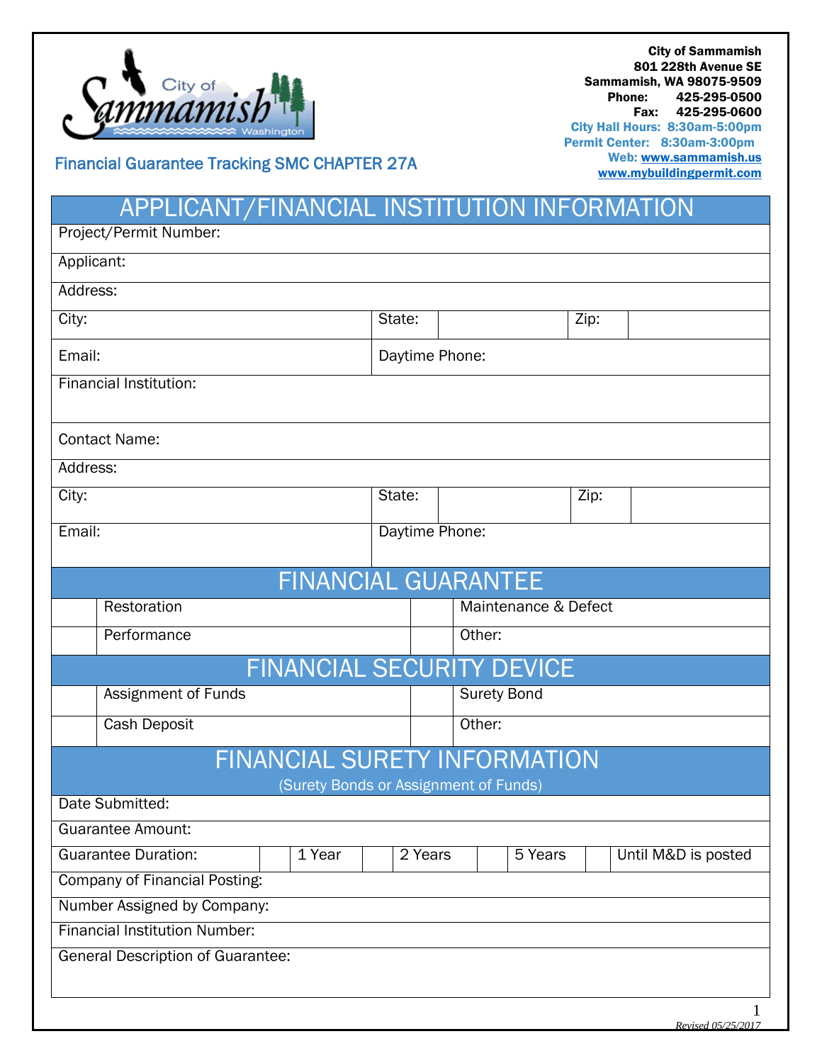**City of Sammamish**
**801 228th Avenue SE**
**Sammamish, WA 98075-9509**
**Phone: 425-295-0500**
**Fax: 425-295-0600**
**City Hall Hours: 8:30am-5:00pm**
**Permit Center: 8:30am-3:00pm**
**Web: www.sammamish.us**
**www.mybuildingpermit.com**

Financial Guarantee Tracking SMC CHAPTER 27A

## APPLICANT/FINANCIAL INSTITUTION INFORMATION

| | | | |
|---|---|---|---|
| Project/Permit Number: | | | |
| Applicant: | | | |
| Address: | | | |
| City: | State: | Zip: | |
| Email: | Daytime Phone: | | |
| Financial Institution: | | | |
| Contact Name: | | | |
| Address: | | | |
| City: | State: | Zip: | |
| Email: | Daytime Phone: | | |

## FINANCIAL GUARANTEE

| | | | |
|---|---|---|---|
| | Restoration | | Maintenance & Defect |
| | Performance | | Other: |

## FINANCIAL SECURITY DEVICE

| | | | |
|---|---|---|---|
| | Assignment of Funds | | Surety Bond |
| | Cash Deposit | | Other: |

## FINANCIAL SURETY INFORMATION

(Surety Bonds or Assignment of Funds)

| | | | | | | | | |
|---|---|---|---|---|---|---|---|---|
| Date Submitted: | | | | | | | | |
| Guarantee Amount: | | | | | | | | |
| Guarantee Duration: | | 1 Year | | 2 Years | | 5 Years | | Until M&D is posted |
| Company of Financial Posting: | | | | | | | | |
| Number Assigned by Company: | | | | | | | | |
| Financial Institution Number: | | | | | | | | |
| General Description of Guarantee: | | | | | | | | |

*Revised 05/25/2017*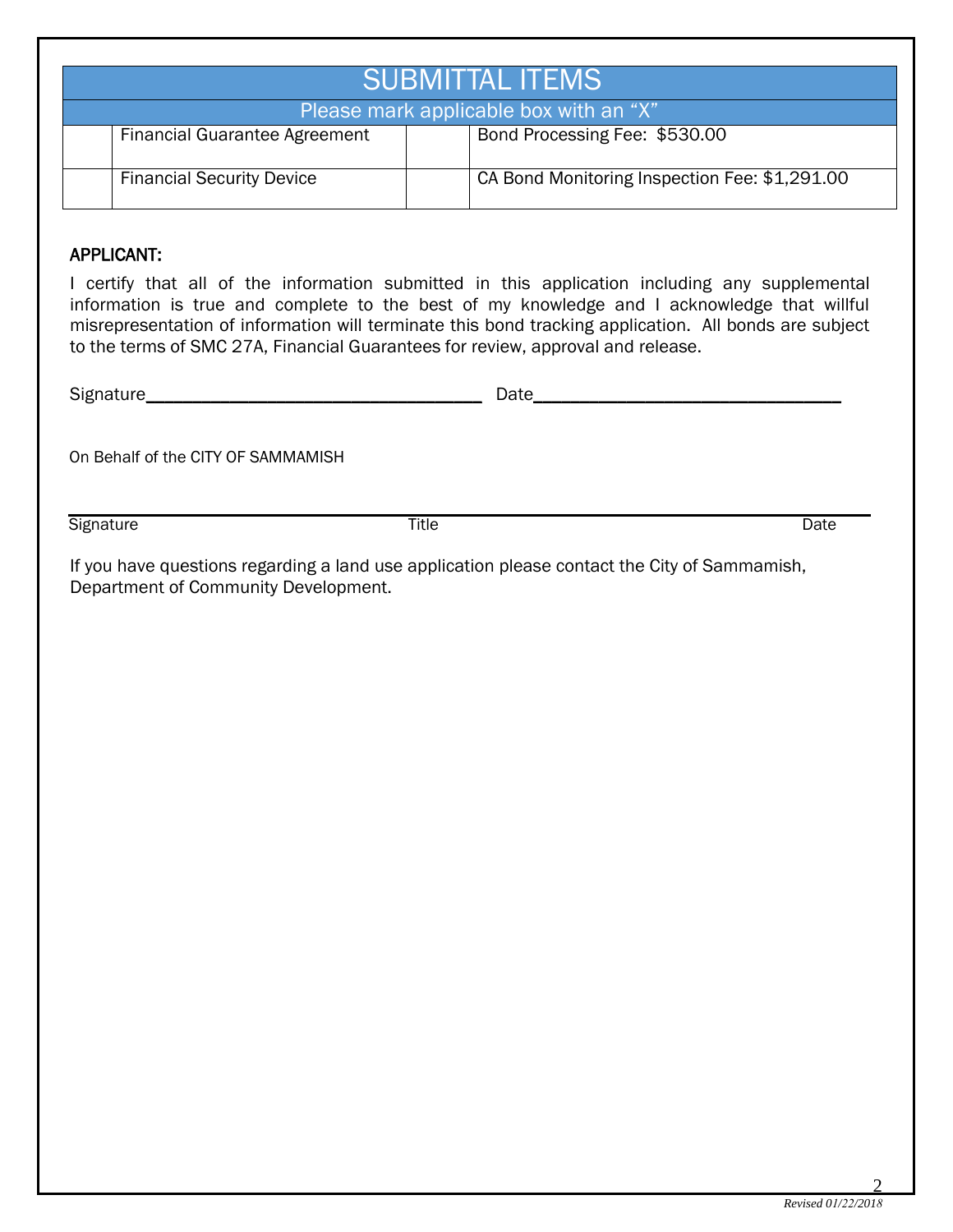## SUBMITTAL ITEMS

Please mark applicable box with an "X"

| | | | |
|---|---|---|---|
| | Financial Guarantee Agreement | | Bond Processing Fee: $530.00 |
| | Financial Security Device | | CA Bond Monitoring Inspection Fee: $1,291.00 |

**APPLICANT:**

I certify that all of the information submitted in this application including any supplemental information is true and complete to the best of my knowledge and I acknowledge that willful misrepresentation of information will terminate this bond tracking application. All bonds are subject to the terms of SMC 27A, Financial Guarantees for review, approval and release.

Signature______________________________ Date____________________________

On Behalf of the CITY OF SAMMAMISH

Signature Title Date

If you have questions regarding a land use application please contact the City of Sammamish, Department of Community Development.

*Revised 01/22/2018*